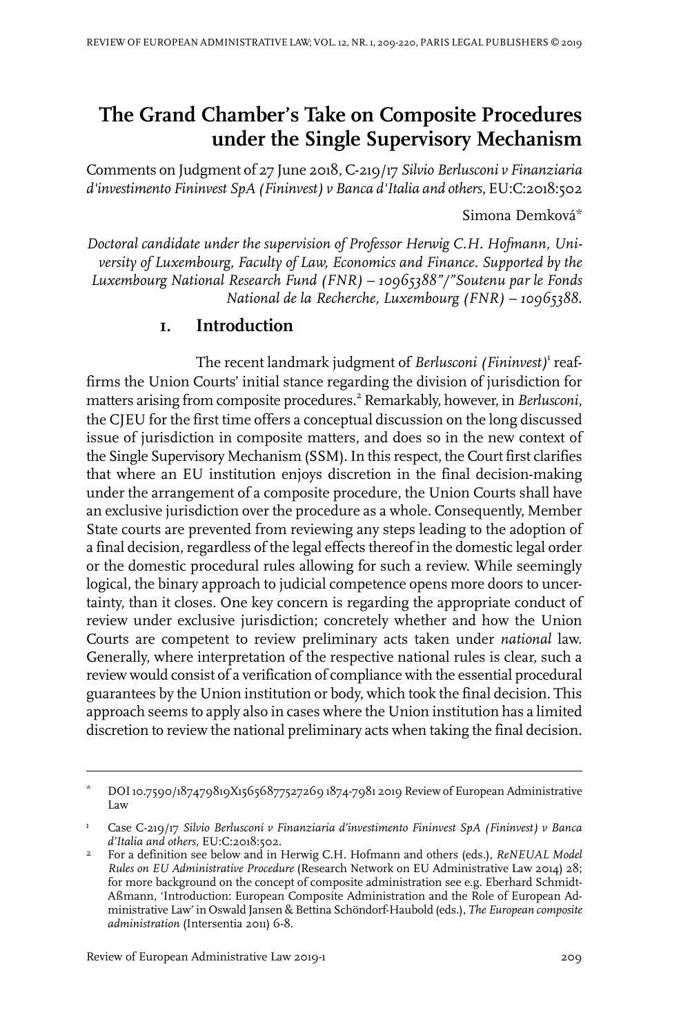# The Grand Chamber's Take on Composite Procedures under the Single Supervisory Mechanism

Comments on Judgment of 27 June 2018, C-219/17 *Silvio Berlusconi v Finanziaria d'investimento Fininvest SpA (Fininvest) v Banca d'Italia and others*, EU:C:2018:502

Simona Demková*

*Doctoral candidate under the supervision of Professor Herwig C.H. Hofmann, University of Luxembourg, Faculty of Law, Economics and Finance. Supported by the Luxembourg National Research Fund (FNR) – 10965388"/"Soutenu par le Fonds National de la Recherche, Luxembourg (FNR) – 10965388.*

## 1. Introduction

The recent landmark judgment of *Berlusconi (Fininvest)*[1] reaffirms the Union Courts' initial stance regarding the division of jurisdiction for matters arising from composite procedures.[2] Remarkably, however, in *Berlusconi*, the CJEU for the first time offers a conceptual discussion on the long discussed issue of jurisdiction in composite matters, and does so in the new context of the Single Supervisory Mechanism (SSM). In this respect, the Court first clarifies that where an EU institution enjoys discretion in the final decision-making under the arrangement of a composite procedure, the Union Courts shall have an exclusive jurisdiction over the procedure as a whole. Consequently, Member State courts are prevented from reviewing any steps leading to the adoption of a final decision, regardless of the legal effects thereof in the domestic legal order or the domestic procedural rules allowing for such a review. While seemingly logical, the binary approach to judicial competence opens more doors to uncertainty, than it closes. One key concern is regarding the appropriate conduct of review under exclusive jurisdiction; concretely whether and how the Union Courts are competent to review preliminary acts taken under *national* law. Generally, where interpretation of the respective national rules is clear, such a review would consist of a verification of compliance with the essential procedural guarantees by the Union institution or body, which took the final decision. This approach seems to apply also in cases where the Union institution has a limited discretion to review the national preliminary acts when taking the final decision.

---

\* DOI 10.7590/187479819X15656877527269 1874-7981 2019 Review of European Administrative Law

1 Case C-219/17 *Silvio Berlusconi v Finanziaria d'investimento Fininvest SpA (Fininvest) v Banca d'Italia and others*, EU:C:2018:502.

2 For a definition see below and in Herwig C.H. Hofmann and others (eds.), *ReNEUAL Model Rules on EU Administrative Procedure* (Research Network on EU Administrative Law 2014) 28; for more background on the concept of composite administration see e.g. Eberhard Schmidt-Aßmann, 'Introduction: European Composite Administration and the Role of European Administrative Law' in Oswald Jansen & Bettina Schöndorf-Haubold (eds.), *The European composite administration* (Intersentia 2011) 6-8.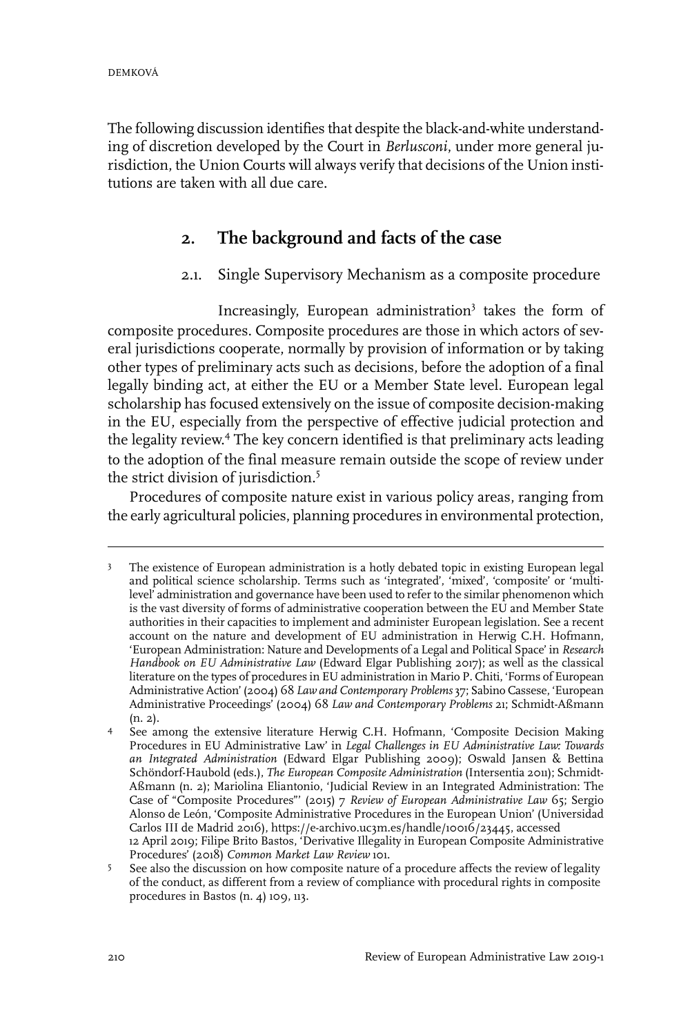The following discussion identifies that despite the black-and-white understanding of discretion developed by the Court in *Berlusconi*, under more general jurisdiction, the Union Courts will always verify that decisions of the Union institutions are taken with all due care.

## 2. The background and facts of the case

### 2.1. Single Supervisory Mechanism as a composite procedure

Increasingly, European administration[3] takes the form of composite procedures. Composite procedures are those in which actors of several jurisdictions cooperate, normally by provision of information or by taking other types of preliminary acts such as decisions, before the adoption of a final legally binding act, at either the EU or a Member State level. European legal scholarship has focused extensively on the issue of composite decision-making in the EU, especially from the perspective of effective judicial protection and the legality review.[4] The key concern identified is that preliminary acts leading to the adoption of the final measure remain outside the scope of review under the strict division of jurisdiction.[5]

Procedures of composite nature exist in various policy areas, ranging from the early agricultural policies, planning procedures in environmental protection,

---

[3] The existence of European administration is a hotly debated topic in existing European legal and political science scholarship. Terms such as 'integrated', 'mixed', 'composite' or 'multi-level' administration and governance have been used to refer to the similar phenomenon which is the vast diversity of forms of administrative cooperation between the EU and Member State authorities in their capacities to implement and administer European legislation. See a recent account on the nature and development of EU administration in Herwig C.H. Hofmann, 'European Administration: Nature and Developments of a Legal and Political Space' in *Research Handbook on EU Administrative Law* (Edward Elgar Publishing 2017); as well as the classical literature on the types of procedures in EU administration in Mario P. Chiti, 'Forms of European Administrative Action' (2004) 68 *Law and Contemporary Problems* 37; Sabino Cassese, 'European Administrative Proceedings' (2004) 68 *Law and Contemporary Problems* 21; Schmidt-Aßmann (n. 2).

[4] See among the extensive literature Herwig C.H. Hofmann, 'Composite Decision Making Procedures in EU Administrative Law' in *Legal Challenges in EU Administrative Law: Towards an Integrated Administration* (Edward Elgar Publishing 2009); Oswald Jansen & Bettina Schöndorf-Haubold (eds.), *The European Composite Administration* (Intersentia 2011); Schmidt-Aßmann (n. 2); Mariolina Eliantonio, 'Judicial Review in an Integrated Administration: The Case of "Composite Procedures"' (2015) 7 *Review of European Administrative Law* 65; Sergio Alonso de León, 'Composite Administrative Procedures in the European Union' (Universidad Carlos III de Madrid 2016), https://e-archivo.uc3m.es/handle/10016/23445, accessed 12 April 2019; Filipe Brito Bastos, 'Derivative Illegality in European Composite Administrative Procedures' (2018) *Common Market Law Review* 101.

[5] See also the discussion on how composite nature of a procedure affects the review of legality of the conduct, as different from a review of compliance with procedural rights in composite procedures in Bastos (n. 4) 109, 113.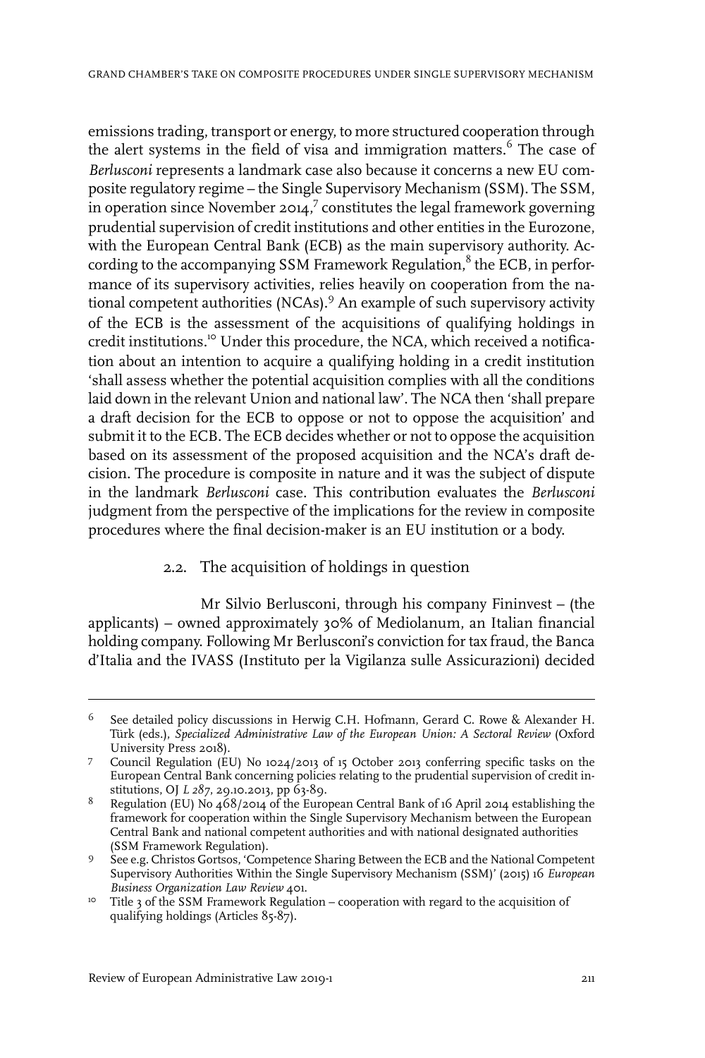emissions trading, transport or energy, to more structured cooperation through the alert systems in the field of visa and immigration matters.[6] The case of *Berlusconi* represents a landmark case also because it concerns a new EU composite regulatory regime – the Single Supervisory Mechanism (SSM). The SSM, in operation since November 2014,[7] constitutes the legal framework governing prudential supervision of credit institutions and other entities in the Eurozone, with the European Central Bank (ECB) as the main supervisory authority. According to the accompanying SSM Framework Regulation,[8] the ECB, in performance of its supervisory activities, relies heavily on cooperation from the national competent authorities (NCAs).[9] An example of such supervisory activity of the ECB is the assessment of the acquisitions of qualifying holdings in credit institutions.[10] Under this procedure, the NCA, which received a notification about an intention to acquire a qualifying holding in a credit institution 'shall assess whether the potential acquisition complies with all the conditions laid down in the relevant Union and national law'. The NCA then 'shall prepare a draft decision for the ECB to oppose or not to oppose the acquisition' and submit it to the ECB. The ECB decides whether or not to oppose the acquisition based on its assessment of the proposed acquisition and the NCA's draft decision. The procedure is composite in nature and it was the subject of dispute in the landmark *Berlusconi* case. This contribution evaluates the *Berlusconi* judgment from the perspective of the implications for the review in composite procedures where the final decision-maker is an EU institution or a body.

### 2.2. The acquisition of holdings in question

Mr Silvio Berlusconi, through his company Fininvest – (the applicants) – owned approximately 30% of Mediolanum, an Italian financial holding company. Following Mr Berlusconi's conviction for tax fraud, the Banca d'Italia and the IVASS (Instituto per la Vigilanza sulle Assicurazioni) decided

---

[6] See detailed policy discussions in Herwig C.H. Hofmann, Gerard C. Rowe & Alexander H. Türk (eds.), *Specialized Administrative Law of the European Union: A Sectoral Review* (Oxford University Press 2018).

[7] Council Regulation (EU) No 1024/2013 of 15 October 2013 conferring specific tasks on the European Central Bank concerning policies relating to the prudential supervision of credit institutions, OJ *L 287*, 29.10.2013, pp 63-89.

[8] Regulation (EU) No 468/2014 of the European Central Bank of 16 April 2014 establishing the framework for cooperation within the Single Supervisory Mechanism between the European Central Bank and national competent authorities and with national designated authorities (SSM Framework Regulation).

[9] See e.g. Christos Gortsos, 'Competence Sharing Between the ECB and the National Competent Supervisory Authorities Within the Single Supervisory Mechanism (SSM)' (2015) 16 *European Business Organization Law Review* 401.

[10] Title 3 of the SSM Framework Regulation – cooperation with regard to the acquisition of qualifying holdings (Articles 85-87).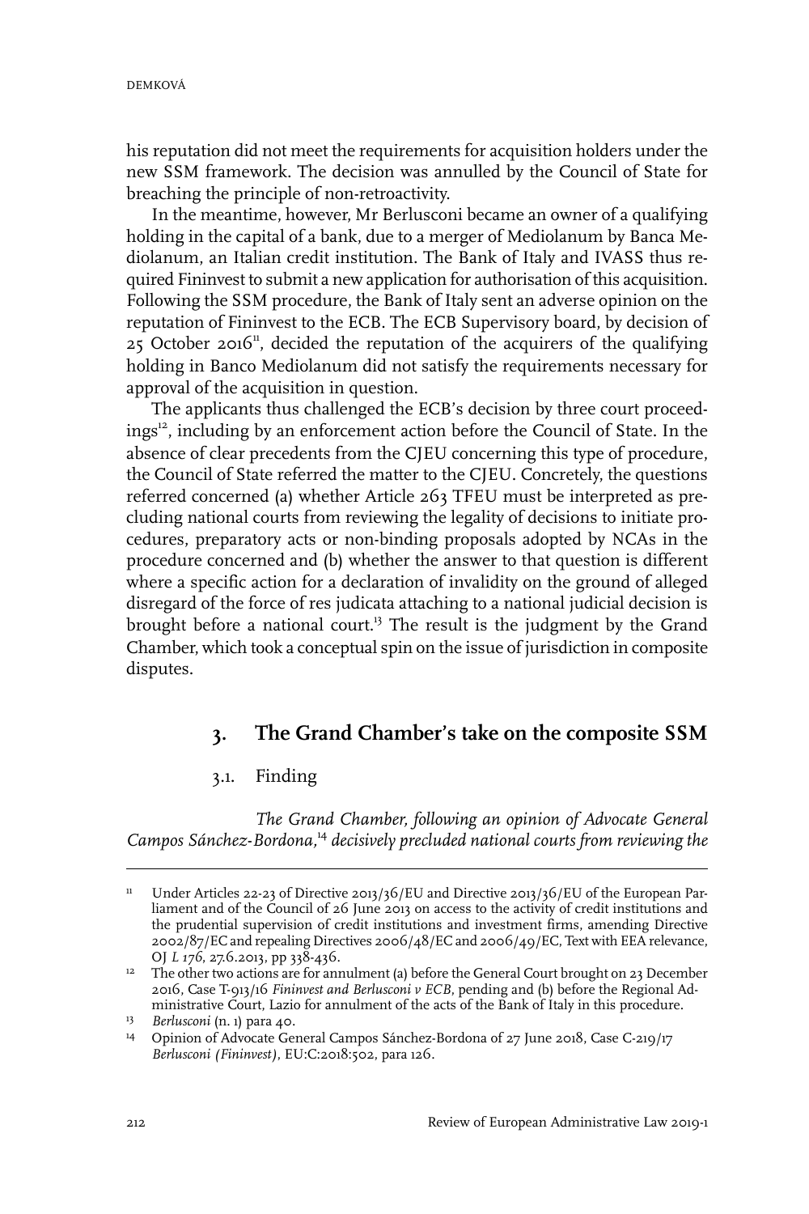his reputation did not meet the requirements for acquisition holders under the new SSM framework. The decision was annulled by the Council of State for breaching the principle of non-retroactivity.

In the meantime, however, Mr Berlusconi became an owner of a qualifying holding in the capital of a bank, due to a merger of Mediolanum by Banca Mediolanum, an Italian credit institution. The Bank of Italy and IVASS thus required Fininvest to submit a new application for authorisation of this acquisition. Following the SSM procedure, the Bank of Italy sent an adverse opinion on the reputation of Fininvest to the ECB. The ECB Supervisory board, by decision of 25 October 2016[11], decided the reputation of the acquirers of the qualifying holding in Banco Mediolanum did not satisfy the requirements necessary for approval of the acquisition in question.

The applicants thus challenged the ECB's decision by three court proceedings[12], including by an enforcement action before the Council of State. In the absence of clear precedents from the CJEU concerning this type of procedure, the Council of State referred the matter to the CJEU. Concretely, the questions referred concerned (a) whether Article 263 TFEU must be interpreted as precluding national courts from reviewing the legality of decisions to initiate procedures, preparatory acts or non-binding proposals adopted by NCAs in the procedure concerned and (b) whether the answer to that question is different where a specific action for a declaration of invalidity on the ground of alleged disregard of the force of res judicata attaching to a national judicial decision is brought before a national court.[13] The result is the judgment by the Grand Chamber, which took a conceptual spin on the issue of jurisdiction in composite disputes.

## 3. The Grand Chamber's take on the composite SSM

### 3.1. Finding

*The Grand Chamber, following an opinion of Advocate General Campos Sánchez-Bordona,*[14] *decisively precluded national courts from reviewing the*

---

[11] Under Articles 22-23 of Directive 2013/36/EU and Directive 2013/36/EU of the European Parliament and of the Council of 26 June 2013 on access to the activity of credit institutions and the prudential supervision of credit institutions and investment firms, amending Directive 2002/87/EC and repealing Directives 2006/48/EC and 2006/49/EC, Text with EEA relevance, OJ *L 176*, 27.6.2013, pp 338-436.

[12] The other two actions are for annulment (a) before the General Court brought on 23 December 2016, Case T-913/16 *Fininvest and Berlusconi v ECB*, pending and (b) before the Regional Administrative Court, Lazio for annulment of the acts of the Bank of Italy in this procedure.

[13] *Berlusconi* (n. 1) para 40.

[14] Opinion of Advocate General Campos Sánchez-Bordona of 27 June 2018, Case C-219/17 *Berlusconi (Fininvest)*, EU:C:2018:502, para 126.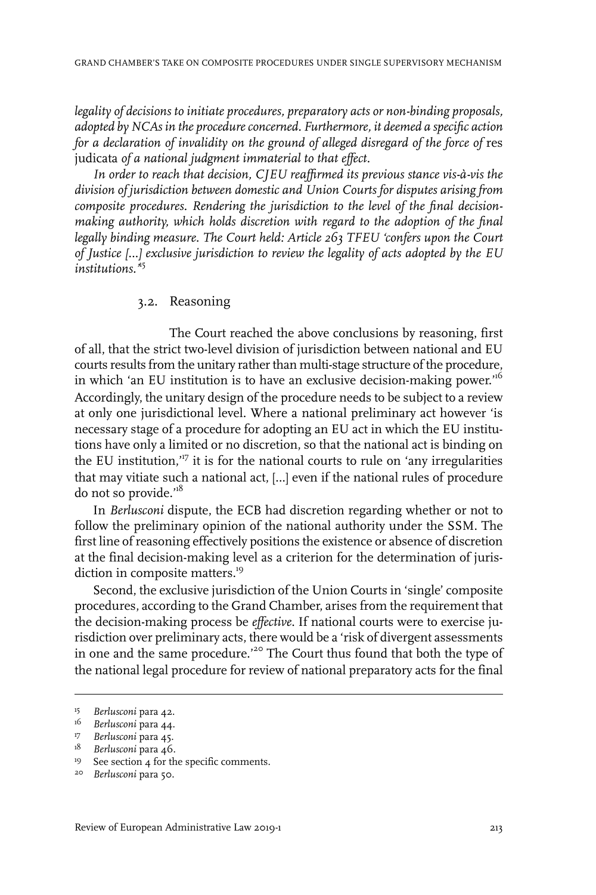*legality of decisions to initiate procedures, preparatory acts or non-binding proposals, adopted by NCAs in the procedure concerned. Furthermore, it deemed a specific action for a declaration of invalidity on the ground of alleged disregard of the force of* res judicata *of a national judgment immaterial to that effect.*

*In order to reach that decision, CJEU reaffirmed its previous stance vis-à-vis the division of jurisdiction between domestic and Union Courts for disputes arising from composite procedures. Rendering the jurisdiction to the level of the final decision-making authority, which holds discretion with regard to the adoption of the final legally binding measure. The Court held: Article 263 TFEU 'confers upon the Court of Justice [...] exclusive jurisdiction to review the legality of acts adopted by the EU institutions.'*[15]

### 3.2. Reasoning

The Court reached the above conclusions by reasoning, first of all, that the strict two-level division of jurisdiction between national and EU courts results from the unitary rather than multi-stage structure of the procedure, in which 'an EU institution is to have an exclusive decision-making power.'[16] Accordingly, the unitary design of the procedure needs to be subject to a review at only one jurisdictional level. Where a national preliminary act however 'is necessary stage of a procedure for adopting an EU act in which the EU institutions have only a limited or no discretion, so that the national act is binding on the EU institution,'[17] it is for the national courts to rule on 'any irregularities that may vitiate such a national act, [...] even if the national rules of procedure do not so provide.'[18]

In *Berlusconi* dispute, the ECB had discretion regarding whether or not to follow the preliminary opinion of the national authority under the SSM. The first line of reasoning effectively positions the existence or absence of discretion at the final decision-making level as a criterion for the determination of jurisdiction in composite matters.[19]

Second, the exclusive jurisdiction of the Union Courts in 'single' composite procedures, according to the Grand Chamber, arises from the requirement that the decision-making process be *effective*. If national courts were to exercise jurisdiction over preliminary acts, there would be a 'risk of divergent assessments in one and the same procedure.'[20] The Court thus found that both the type of the national legal procedure for review of national preparatory acts for the final

---

[15] *Berlusconi* para 42.

[16] *Berlusconi* para 44.

[17] *Berlusconi* para 45.

[18] *Berlusconi* para 46.

[19] See section 4 for the specific comments.

[20] *Berlusconi* para 50.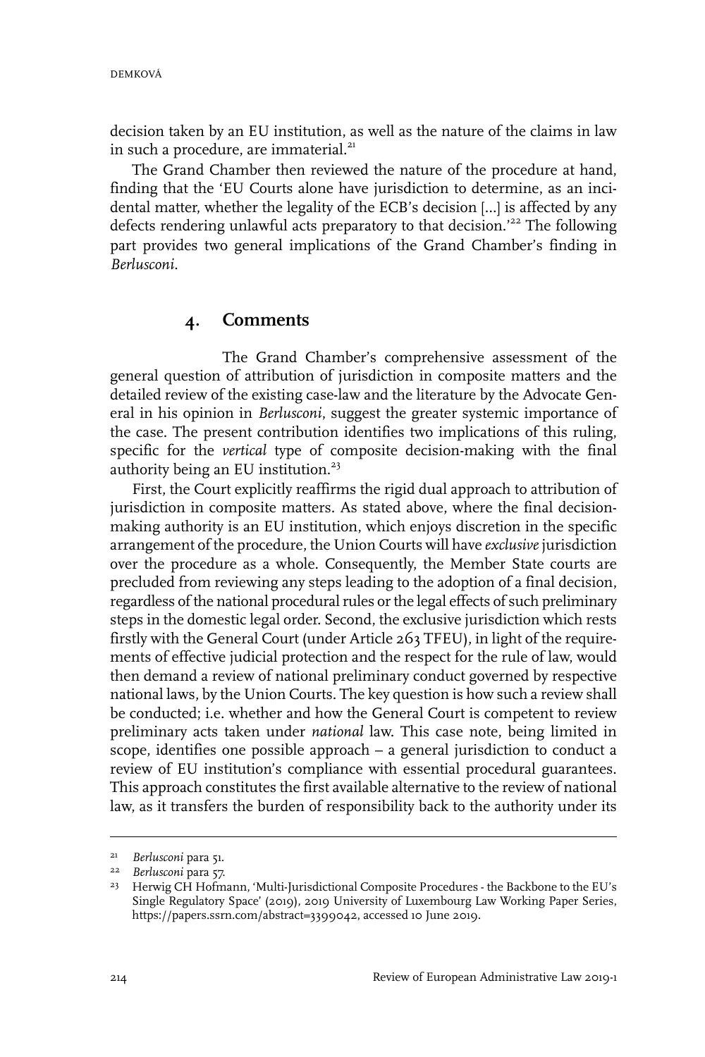decision taken by an EU institution, as well as the nature of the claims in law in such a procedure, are immaterial.[21]

The Grand Chamber then reviewed the nature of the procedure at hand, finding that the 'EU Courts alone have jurisdiction to determine, as an incidental matter, whether the legality of the ECB's decision [...] is affected by any defects rendering unlawful acts preparatory to that decision.'[22] The following part provides two general implications of the Grand Chamber's finding in *Berlusconi*.

## 4. Comments

The Grand Chamber's comprehensive assessment of the general question of attribution of jurisdiction in composite matters and the detailed review of the existing case-law and the literature by the Advocate General in his opinion in *Berlusconi*, suggest the greater systemic importance of the case. The present contribution identifies two implications of this ruling, specific for the *vertical* type of composite decision-making with the final authority being an EU institution.[23]

First, the Court explicitly reaffirms the rigid dual approach to attribution of jurisdiction in composite matters. As stated above, where the final decision-making authority is an EU institution, which enjoys discretion in the specific arrangement of the procedure, the Union Courts will have *exclusive* jurisdiction over the procedure as a whole. Consequently, the Member State courts are precluded from reviewing any steps leading to the adoption of a final decision, regardless of the national procedural rules or the legal effects of such preliminary steps in the domestic legal order. Second, the exclusive jurisdiction which rests firstly with the General Court (under Article 263 TFEU), in light of the requirements of effective judicial protection and the respect for the rule of law, would then demand a review of national preliminary conduct governed by respective national laws, by the Union Courts. The key question is how such a review shall be conducted; i.e. whether and how the General Court is competent to review preliminary acts taken under *national* law. This case note, being limited in scope, identifies one possible approach – a general jurisdiction to conduct a review of EU institution's compliance with essential procedural guarantees. This approach constitutes the first available alternative to the review of national law, as it transfers the burden of responsibility back to the authority under its

---

[21] *Berlusconi* para 51.

[22] *Berlusconi* para 57.

[23] Herwig CH Hofmann, 'Multi-Jurisdictional Composite Procedures - the Backbone to the EU's Single Regulatory Space' (2019), 2019 University of Luxembourg Law Working Paper Series, https://papers.ssrn.com/abstract=3399042, accessed 10 June 2019.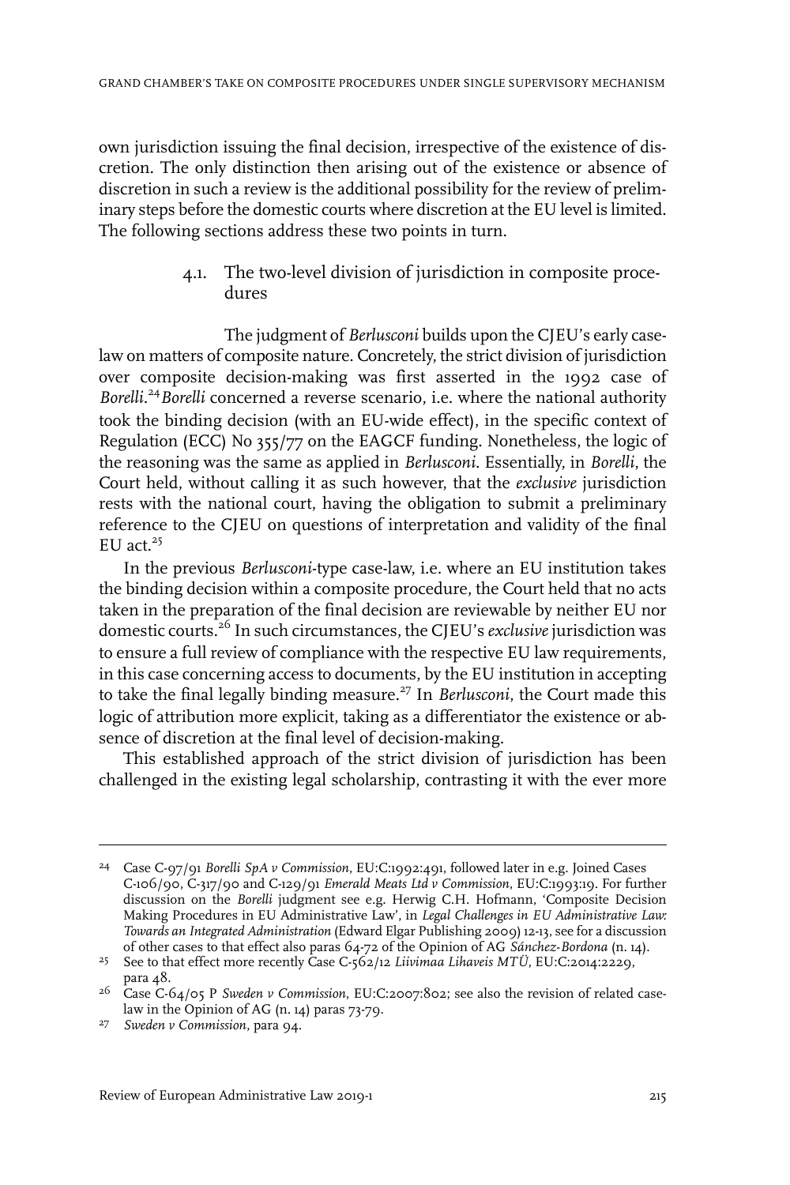own jurisdiction issuing the final decision, irrespective of the existence of discretion. The only distinction then arising out of the existence or absence of discretion in such a review is the additional possibility for the review of preliminary steps before the domestic courts where discretion at the EU level is limited. The following sections address these two points in turn.

### 4.1. The two-level division of jurisdiction in composite procedures

The judgment of *Berlusconi* builds upon the CJEU's early case-law on matters of composite nature. Concretely, the strict division of jurisdiction over composite decision-making was first asserted in the 1992 case of *Borelli*.[24] *Borelli* concerned a reverse scenario, i.e. where the national authority took the binding decision (with an EU-wide effect), in the specific context of Regulation (ECC) No 355/77 on the EAGCF funding. Nonetheless, the logic of the reasoning was the same as applied in *Berlusconi*. Essentially, in *Borelli*, the Court held, without calling it as such however, that the *exclusive* jurisdiction rests with the national court, having the obligation to submit a preliminary reference to the CJEU on questions of interpretation and validity of the final EU act.[25]

In the previous *Berlusconi*-type case-law, i.e. where an EU institution takes the binding decision within a composite procedure, the Court held that no acts taken in the preparation of the final decision are reviewable by neither EU nor domestic courts.[26] In such circumstances, the CJEU's *exclusive* jurisdiction was to ensure a full review of compliance with the respective EU law requirements, in this case concerning access to documents, by the EU institution in accepting to take the final legally binding measure.[27] In *Berlusconi*, the Court made this logic of attribution more explicit, taking as a differentiator the existence or absence of discretion at the final level of decision-making.

This established approach of the strict division of jurisdiction has been challenged in the existing legal scholarship, contrasting it with the ever more

---

[24] Case C-97/91 *Borelli SpA v Commission*, EU:C:1992:491, followed later in e.g. Joined Cases C-106/90, C-317/90 and C-129/91 *Emerald Meats Ltd v Commission*, EU:C:1993:19. For further discussion on the *Borelli* judgment see e.g. Herwig C.H. Hofmann, 'Composite Decision Making Procedures in EU Administrative Law', in *Legal Challenges in EU Administrative Law: Towards an Integrated Administration* (Edward Elgar Publishing 2009) 12-13, see for a discussion of other cases to that effect also paras 64-72 of the Opinion of AG *Sánchez-Bordona* (n. 14).

[25] See to that effect more recently Case C-562/12 *Liivimaa Lihaveis MTÜ*, EU:C:2014:2229, para 48.

[26] Case C-64/05 P *Sweden v Commission*, EU:C:2007:802; see also the revision of related case-law in the Opinion of AG (n. 14) paras 73-79.

[27] *Sweden v Commission*, para 94.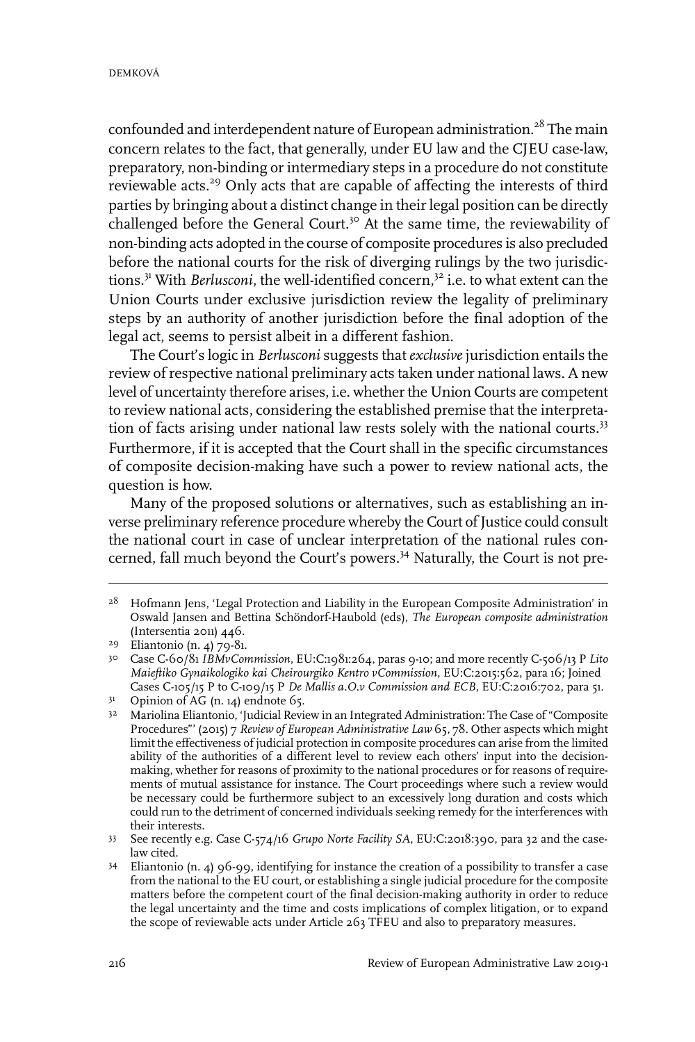confounded and interdependent nature of European administration.[28] The main concern relates to the fact, that generally, under EU law and the CJEU case-law, preparatory, non-binding or intermediary steps in a procedure do not constitute reviewable acts.[29] Only acts that are capable of affecting the interests of third parties by bringing about a distinct change in their legal position can be directly challenged before the General Court.[30] At the same time, the reviewability of non-binding acts adopted in the course of composite procedures is also precluded before the national courts for the risk of diverging rulings by the two jurisdictions.[31] With *Berlusconi*, the well-identified concern,[32] i.e. to what extent can the Union Courts under exclusive jurisdiction review the legality of preliminary steps by an authority of another jurisdiction before the final adoption of the legal act, seems to persist albeit in a different fashion.

The Court's logic in *Berlusconi* suggests that *exclusive* jurisdiction entails the review of respective national preliminary acts taken under national laws. A new level of uncertainty therefore arises, i.e. whether the Union Courts are competent to review national acts, considering the established premise that the interpretation of facts arising under national law rests solely with the national courts.[33] Furthermore, if it is accepted that the Court shall in the specific circumstances of composite decision-making have such a power to review national acts, the question is how.

Many of the proposed solutions or alternatives, such as establishing an inverse preliminary reference procedure whereby the Court of Justice could consult the national court in case of unclear interpretation of the national rules concerned, fall much beyond the Court's powers.[34] Naturally, the Court is not pre-

---

28 Hofmann Jens, 'Legal Protection and Liability in the European Composite Administration' in Oswald Jansen and Bettina Schöndorf-Haubold (eds), *The European composite administration* (Intersentia 2011) 446.

29 Eliantonio (n. 4) 79-81.

30 Case C-60/81 *IBMvCommission*, EU:C:1981:264, paras 9-10; and more recently C-506/13 P *Lito Maieftiko Gynaikologiko kai Cheirourgiko Kentro vCommission*, EU:C:2015:562, para 16; Joined Cases C-105/15 P to C-109/15 P *De Mallis a.O.v Commission and ECB*, EU:C:2016:702, para 51.

31 Opinion of AG (n. 14) endnote 65.

32 Mariolina Eliantonio, 'Judicial Review in an Integrated Administration: The Case of "Composite Procedures"' (2015) 7 *Review of European Administrative Law* 65, 78. Other aspects which might limit the effectiveness of judicial protection in composite procedures can arise from the limited ability of the authorities of a different level to review each others' input into the decision-making, whether for reasons of proximity to the national procedures or for reasons of requirements of mutual assistance for instance. The Court proceedings where such a review would be necessary could be furthermore subject to an excessively long duration and costs which could run to the detriment of concerned individuals seeking remedy for the interferences with their interests.

33 See recently e.g. Case C-574/16 *Grupo Norte Facility SA*, EU:C:2018:390, para 32 and the case-law cited.

34 Eliantonio (n. 4) 96-99, identifying for instance the creation of a possibility to transfer a case from the national to the EU court, or establishing a single judicial procedure for the composite matters before the competent court of the final decision-making authority in order to reduce the legal uncertainty and the time and costs implications of complex litigation, or to expand the scope of reviewable acts under Article 263 TFEU and also to preparatory measures.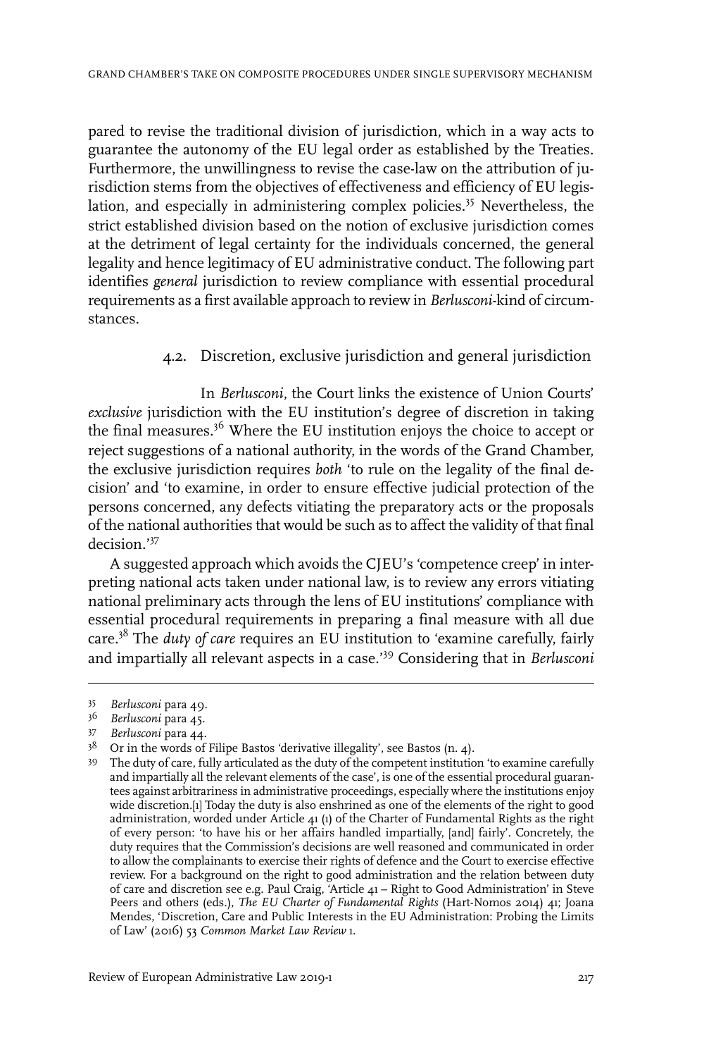pared to revise the traditional division of jurisdiction, which in a way acts to guarantee the autonomy of the EU legal order as established by the Treaties. Furthermore, the unwillingness to revise the case-law on the attribution of jurisdiction stems from the objectives of effectiveness and efficiency of EU legislation, and especially in administering complex policies.[35] Nevertheless, the strict established division based on the notion of exclusive jurisdiction comes at the detriment of legal certainty for the individuals concerned, the general legality and hence legitimacy of EU administrative conduct. The following part identifies *general* jurisdiction to review compliance with essential procedural requirements as a first available approach to review in *Berlusconi*-kind of circumstances.

### 4.2. Discretion, exclusive jurisdiction and general jurisdiction

In *Berlusconi*, the Court links the existence of Union Courts' *exclusive* jurisdiction with the EU institution's degree of discretion in taking the final measures.[36] Where the EU institution enjoys the choice to accept or reject suggestions of a national authority, in the words of the Grand Chamber, the exclusive jurisdiction requires *both* 'to rule on the legality of the final decision' and 'to examine, in order to ensure effective judicial protection of the persons concerned, any defects vitiating the preparatory acts or the proposals of the national authorities that would be such as to affect the validity of that final decision.'[37]

A suggested approach which avoids the CJEU's 'competence creep' in interpreting national acts taken under national law, is to review any errors vitiating national preliminary acts through the lens of EU institutions' compliance with essential procedural requirements in preparing a final measure with all due care.[38] The *duty of care* requires an EU institution to 'examine carefully, fairly and impartially all relevant aspects in a case.'[39] Considering that in *Berlusconi*

---

35 *Berlusconi* para 49.

36 *Berlusconi* para 45.

37 *Berlusconi* para 44.

38 Or in the words of Filipe Bastos 'derivative illegality', see Bastos (n. 4).

39 The duty of care, fully articulated as the duty of the competent institution 'to examine carefully and impartially all the relevant elements of the case', is one of the essential procedural guarantees against arbitrariness in administrative proceedings, especially where the institutions enjoy wide discretion.[1] Today the duty is also enshrined as one of the elements of the right to good administration, worded under Article 41 (1) of the Charter of Fundamental Rights as the right of every person: 'to have his or her affairs handled impartially, [and] fairly'. Concretely, the duty requires that the Commission's decisions are well reasoned and communicated in order to allow the complainants to exercise their rights of defence and the Court to exercise effective review. For a background on the right to good administration and the relation between duty of care and discretion see e.g. Paul Craig, 'Article 41 – Right to Good Administration' in Steve Peers and others (eds.), *The EU Charter of Fundamental Rights* (Hart-Nomos 2014) 41; Joana Mendes, 'Discretion, Care and Public Interests in the EU Administration: Probing the Limits of Law' (2016) 53 *Common Market Law Review* 1.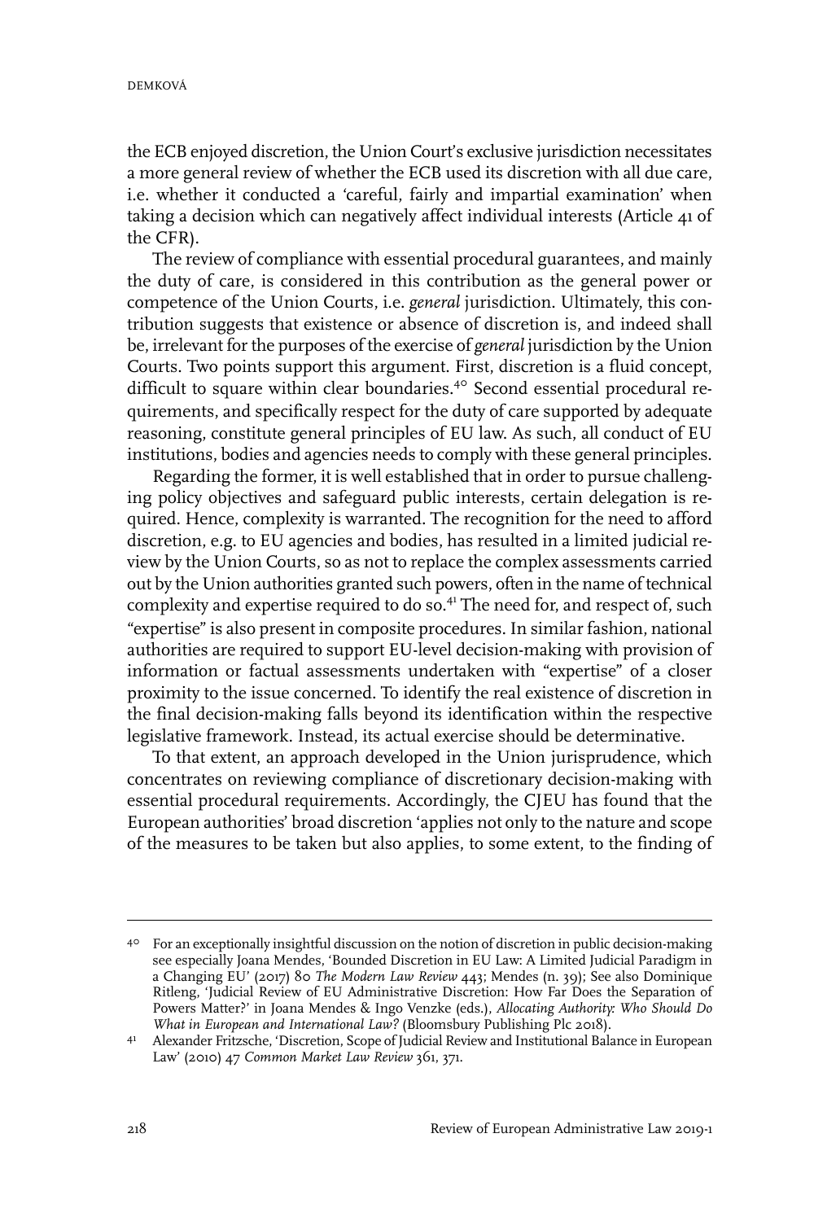the ECB enjoyed discretion, the Union Court's exclusive jurisdiction necessitates a more general review of whether the ECB used its discretion with all due care, i.e. whether it conducted a 'careful, fairly and impartial examination' when taking a decision which can negatively affect individual interests (Article 41 of the CFR).

The review of compliance with essential procedural guarantees, and mainly the duty of care, is considered in this contribution as the general power or competence of the Union Courts, i.e. *general* jurisdiction. Ultimately, this contribution suggests that existence or absence of discretion is, and indeed shall be, irrelevant for the purposes of the exercise of *general* jurisdiction by the Union Courts. Two points support this argument. First, discretion is a fluid concept, difficult to square within clear boundaries.[40] Second essential procedural requirements, and specifically respect for the duty of care supported by adequate reasoning, constitute general principles of EU law. As such, all conduct of EU institutions, bodies and agencies needs to comply with these general principles.

Regarding the former, it is well established that in order to pursue challenging policy objectives and safeguard public interests, certain delegation is required. Hence, complexity is warranted. The recognition for the need to afford discretion, e.g. to EU agencies and bodies, has resulted in a limited judicial review by the Union Courts, so as not to replace the complex assessments carried out by the Union authorities granted such powers, often in the name of technical complexity and expertise required to do so.[41] The need for, and respect of, such "expertise" is also present in composite procedures. In similar fashion, national authorities are required to support EU-level decision-making with provision of information or factual assessments undertaken with "expertise" of a closer proximity to the issue concerned. To identify the real existence of discretion in the final decision-making falls beyond its identification within the respective legislative framework. Instead, its actual exercise should be determinative.

To that extent, an approach developed in the Union jurisprudence, which concentrates on reviewing compliance of discretionary decision-making with essential procedural requirements. Accordingly, the CJEU has found that the European authorities' broad discretion 'applies not only to the nature and scope of the measures to be taken but also applies, to some extent, to the finding of

---

[40] For an exceptionally insightful discussion on the notion of discretion in public decision-making see especially Joana Mendes, 'Bounded Discretion in EU Law: A Limited Judicial Paradigm in a Changing EU' (2017) 80 *The Modern Law Review* 443; Mendes (n. 39); See also Dominique Ritleng, 'Judicial Review of EU Administrative Discretion: How Far Does the Separation of Powers Matter?' in Joana Mendes & Ingo Venzke (eds.), *Allocating Authority: Who Should Do What in European and International Law?* (Bloomsbury Publishing Plc 2018).

[41] Alexander Fritzsche, 'Discretion, Scope of Judicial Review and Institutional Balance in European Law' (2010) 47 *Common Market Law Review* 361, 371.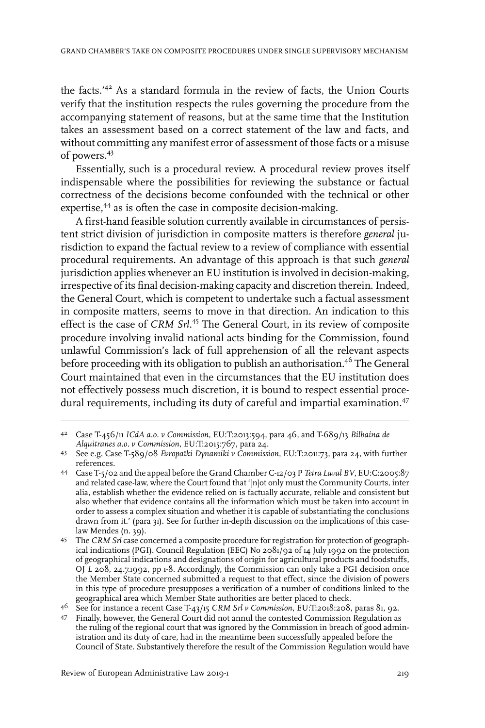the facts.'[42] As a standard formula in the review of facts, the Union Courts verify that the institution respects the rules governing the procedure from the accompanying statement of reasons, but at the same time that the Institution takes an assessment based on a correct statement of the law and facts, and without committing any manifest error of assessment of those facts or a misuse of powers.[43]

Essentially, such is a procedural review. A procedural review proves itself indispensable where the possibilities for reviewing the substance or factual correctness of the decisions become confounded with the technical or other expertise,[44] as is often the case in composite decision-making.

A first-hand feasible solution currently available in circumstances of persistent strict division of jurisdiction in composite matters is therefore *general* jurisdiction to expand the factual review to a review of compliance with essential procedural requirements. An advantage of this approach is that such *general* jurisdiction applies whenever an EU institution is involved in decision-making, irrespective of its final decision-making capacity and discretion therein. Indeed, the General Court, which is competent to undertake such a factual assessment in composite matters, seems to move in that direction. An indication to this effect is the case of *CRM Srl*.[45] The General Court, in its review of composite procedure involving invalid national acts binding for the Commission, found unlawful Commission's lack of full apprehension of all the relevant aspects before proceeding with its obligation to publish an authorisation.[46] The General Court maintained that even in the circumstances that the EU institution does not effectively possess much discretion, it is bound to respect essential procedural requirements, including its duty of careful and impartial examination.[47]

---

42 Case T-456/11 *ICdA a.o. v Commission*, EU:T:2013:594, para 46, and T-689/13 *Bilbaina de Alquitranes a.o. v Commission*, EU:T:2015:767, para 24.

43 See e.g. Case T-589/08 *Evropaïki Dynamiki v Commission*, EU:T:2011:73, para 24, with further references.

44 Case T-5/02 and the appeal before the Grand Chamber C-12/03 P *Tetra Laval BV*, EU:C:2005:87 and related case-law, where the Court found that '[n]ot only must the Community Courts, inter alia, establish whether the evidence relied on is factually accurate, reliable and consistent but also whether that evidence contains all the information which must be taken into account in order to assess a complex situation and whether it is capable of substantiating the conclusions drawn from it.' (para 31). See for further in-depth discussion on the implications of this case-law Mendes (n. 39).

45 The *CRM Srl* case concerned a composite procedure for registration for protection of geographical indications (PGI). Council Regulation (EEC) No 2081/92 of 14 July 1992 on the protection of geographical indications and designations of origin for agricultural products and foodstuffs, OJ *L* 208, 24.7.1992, pp 1-8. Accordingly, the Commission can only take a PGI decision once the Member State concerned submitted a request to that effect, since the division of powers in this type of procedure presupposes a verification of a number of conditions linked to the geographical area which Member State authorities are better placed to check.

46 See for instance a recent Case T-43/15 *CRM Srl v Commission*, EU:T:2018:208, paras 81, 92.

47 Finally, however, the General Court did not annul the contested Commission Regulation as the ruling of the regional court that was ignored by the Commission in breach of good administration and its duty of care, had in the meantime been successfully appealed before the Council of State. Substantively therefore the result of the Commission Regulation would have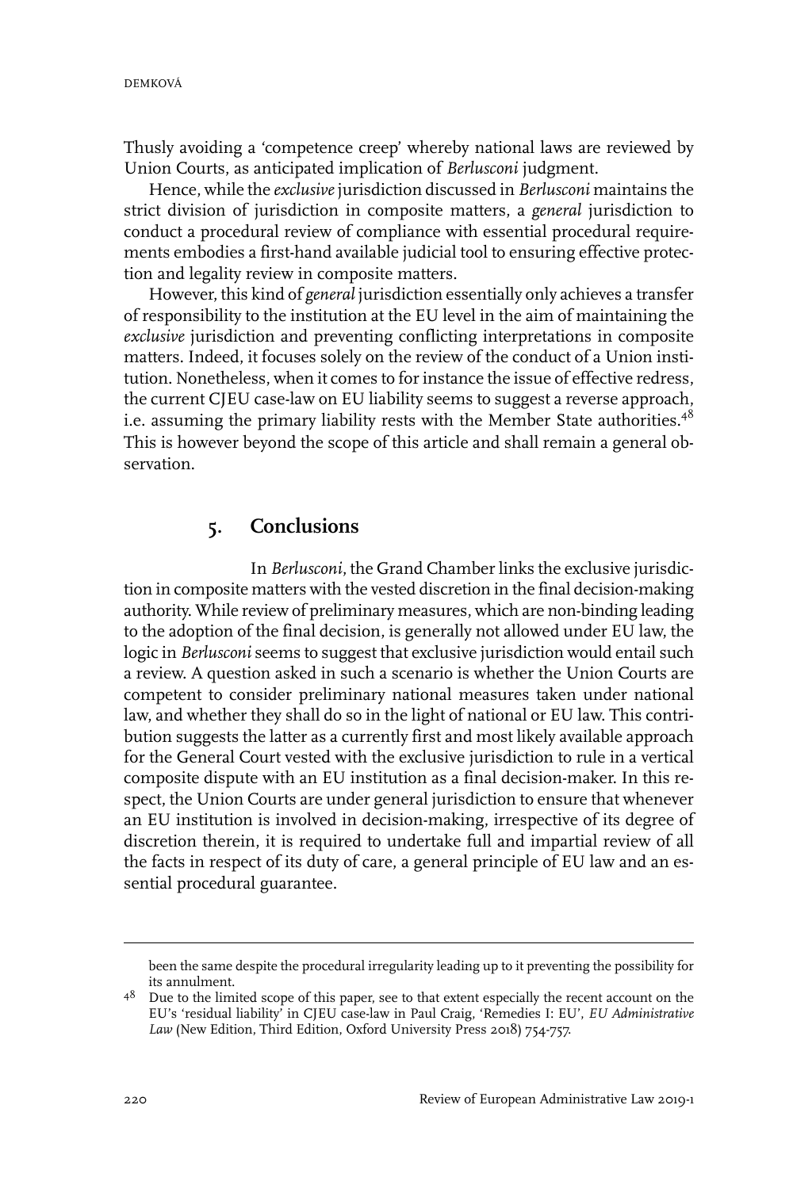Thusly avoiding a 'competence creep' whereby national laws are reviewed by Union Courts, as anticipated implication of *Berlusconi* judgment.

Hence, while the *exclusive* jurisdiction discussed in *Berlusconi* maintains the strict division of jurisdiction in composite matters, a *general* jurisdiction to conduct a procedural review of compliance with essential procedural requirements embodies a first-hand available judicial tool to ensuring effective protection and legality review in composite matters.

However, this kind of *general* jurisdiction essentially only achieves a transfer of responsibility to the institution at the EU level in the aim of maintaining the *exclusive* jurisdiction and preventing conflicting interpretations in composite matters. Indeed, it focuses solely on the review of the conduct of a Union institution. Nonetheless, when it comes to for instance the issue of effective redress, the current CJEU case-law on EU liability seems to suggest a reverse approach, i.e. assuming the primary liability rests with the Member State authorities.[48] This is however beyond the scope of this article and shall remain a general observation.

## 5. Conclusions

In *Berlusconi*, the Grand Chamber links the exclusive jurisdiction in composite matters with the vested discretion in the final decision-making authority. While review of preliminary measures, which are non-binding leading to the adoption of the final decision, is generally not allowed under EU law, the logic in *Berlusconi* seems to suggest that exclusive jurisdiction would entail such a review. A question asked in such a scenario is whether the Union Courts are competent to consider preliminary national measures taken under national law, and whether they shall do so in the light of national or EU law. This contribution suggests the latter as a currently first and most likely available approach for the General Court vested with the exclusive jurisdiction to rule in a vertical composite dispute with an EU institution as a final decision-maker. In this respect, the Union Courts are under general jurisdiction to ensure that whenever an EU institution is involved in decision-making, irrespective of its degree of discretion therein, it is required to undertake full and impartial review of all the facts in respect of its duty of care, a general principle of EU law and an essential procedural guarantee.

---

been the same despite the procedural irregularity leading up to it preventing the possibility for its annulment.

48 Due to the limited scope of this paper, see to that extent especially the recent account on the EU's 'residual liability' in CJEU case-law in Paul Craig, 'Remedies I: EU', *EU Administrative Law* (New Edition, Third Edition, Oxford University Press 2018) 754-757.